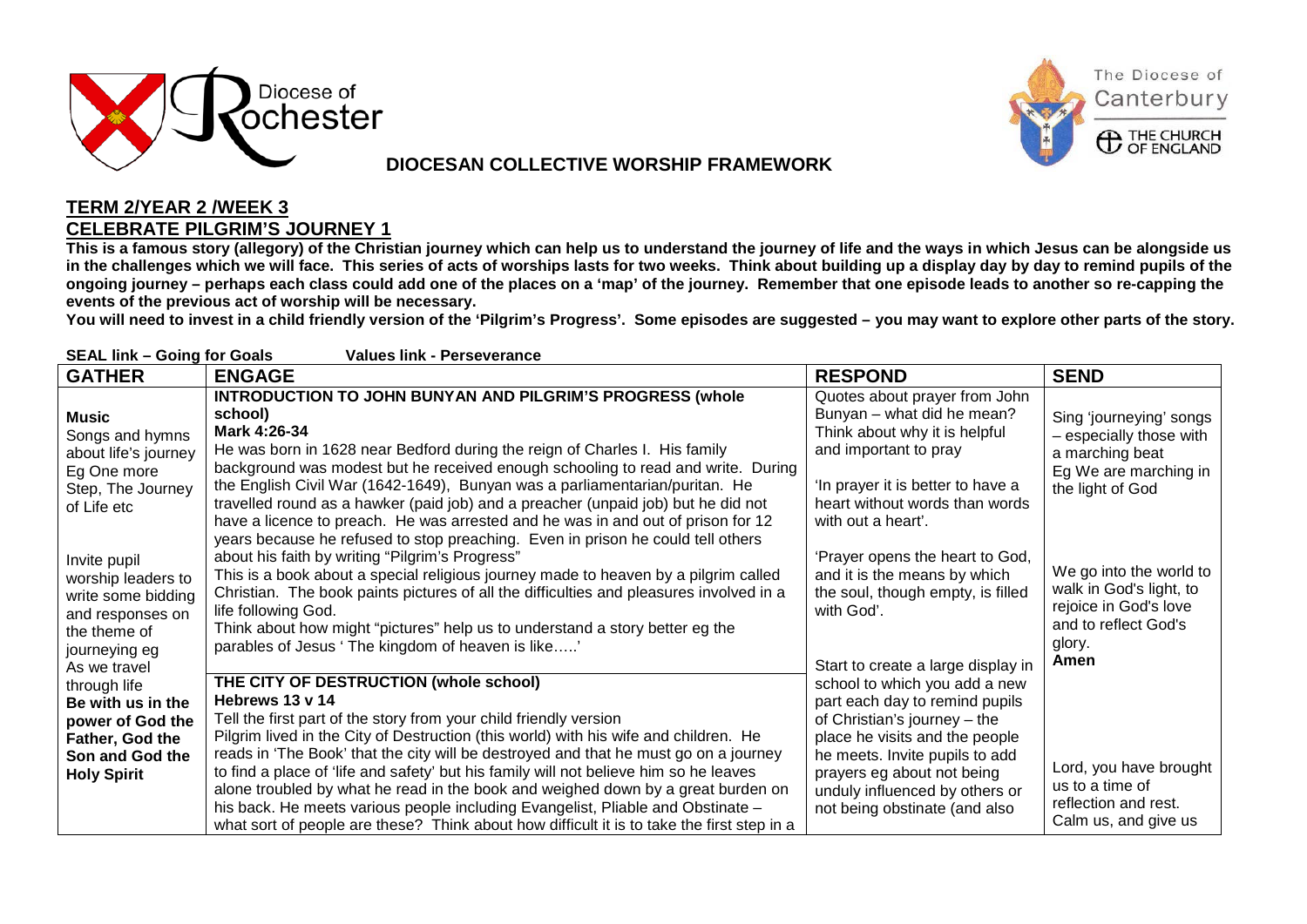Diocese of Rochester

The Diocese of Canterbury
THE CHURCH OF ENGLAND

## DIOCESAN COLLECTIVE WORSHIP FRAMEWORK

# TERM 2/YEAR 2 /WEEK 3
# CELEBRATE PILGRIM'S JOURNEY 1

**This is a famous story (allegory) of the Christian journey which can help us to understand the journey of life and the ways in which Jesus can be alongside us in the challenges which we will face. This series of acts of worships lasts for two weeks. Think about building up a display day by day to remind pupils of the ongoing journey – perhaps each class could add one of the places on a 'map' of the journey. Remember that one episode leads to another so re-capping the events of the previous act of worship will be necessary.**

**You will need to invest in a child friendly version of the 'Pilgrim's Progress'. Some episodes are suggested – you may want to explore other parts of the story.**

**SEAL link – Going for Goals** **Values link - Perseverance**

| GATHER | ENGAGE | RESPOND | SEND |
|---|---|---|---|
| **Music**<br>Songs and hymns about life's journey<br>Eg One more Step, The Journey of Life etc<br><br>Invite pupil worship leaders to write some bidding and responses on the theme of journeying eg<br>As we travel through life<br>**Be with us in the power of God the Father, God the Son and God the Holy Spirit** | **INTRODUCTION TO JOHN BUNYAN AND PILGRIM'S PROGRESS (whole school)**<br>**Mark 4:26-34**<br>He was born in 1628 near Bedford during the reign of Charles I. His family background was modest but he received enough schooling to read and write. During the English Civil War (1642-1649), Bunyan was a parliamentarian/puritan. He travelled round as a hawker (paid job) and a preacher (unpaid job) but he did not have a licence to preach. He was arrested and he was in and out of prison for 12 years because he refused to stop preaching. Even in prison he could tell others about his faith by writing "Pilgrim's Progress"<br>This is a book about a special religious journey made to heaven by a pilgrim called Christian. The book paints pictures of all the difficulties and pleasures involved in a life following God.<br>Think about how might "pictures" help us to understand a story better eg the parables of Jesus ' The kingdom of heaven is like…..'<br><br>**THE CITY OF DESTRUCTION (whole school)**<br>**Hebrews 13 v 14**<br>Tell the first part of the story from your child friendly version<br>Pilgrim lived in the City of Destruction (this world) with his wife and children. He reads in 'The Book' that the city will be destroyed and that he must go on a journey to find a place of 'life and safety' but his family will not believe him so he leaves alone troubled by what he read in the book and weighed down by a great burden on his back. He meets various people including Evangelist, Pliable and Obstinate – what sort of people are these? Think about how difficult it is to take the first step in a | Quotes about prayer from John Bunyan – what did he mean?<br>Think about why it is helpful and important to pray<br><br>'In prayer it is better to have a heart without words than words with out a heart'.<br><br>'Prayer opens the heart to God, and it is the means by which the soul, though empty, is filled with God'.<br><br>Start to create a large display in school to which you add a new part each day to remind pupils of Christian's journey – the place he visits and the people he meets. Invite pupils to add prayers eg about not being unduly influenced by others or not being obstinate (and also | Sing 'journeying' songs – especially those with a marching beat<br>Eg We are marching in the light of God<br><br>We go into the world to walk in God's light, to rejoice in God's love and to reflect God's glory.<br>**Amen**<br><br>Lord, you have brought us to a time of reflection and rest. Calm us, and give us |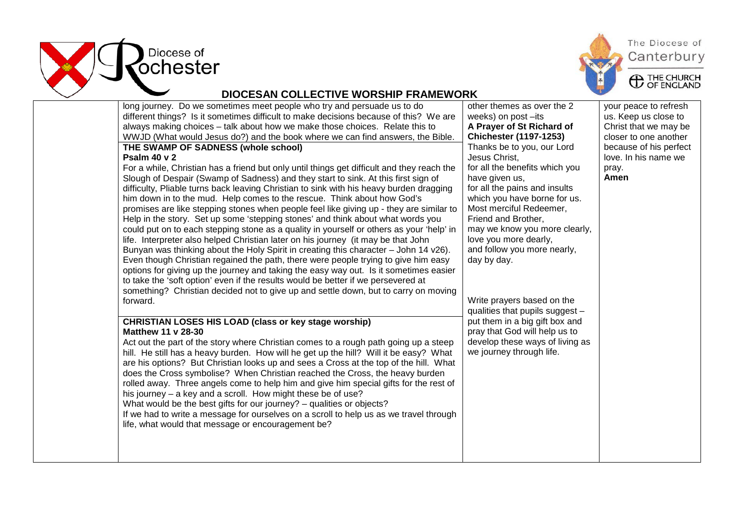# DIOCESAN COLLECTIVE WORSHIP FRAMEWORK

| | | | |
|---|---|---|---|
| | long journey. Do we sometimes meet people who try and persuade us to do different things? Is it sometimes difficult to make decisions because of this? We are always making choices – talk about how we make those choices. Relate this to WWJD (What would Jesus do?) and the book where we can find answers, the Bible.<br><br>**THE SWAMP OF SADNESS (whole school)**<br>**Psalm 40 v 2**<br>For a while, Christian has a friend but only until things get difficult and they reach the Slough of Despair (Swamp of Sadness) and they start to sink. At this first sign of difficulty, Pliable turns back leaving Christian to sink with his heavy burden dragging him down in to the mud. Help comes to the rescue. Think about how God's promises are like stepping stones when people feel like giving up - they are similar to Help in the story. Set up some 'stepping stones' and think about what words you could put on to each stepping stone as a quality in yourself or others as your 'help' in life. Interpreter also helped Christian later on his journey (it may be that John Bunyan was thinking about the Holy Spirit in creating this character – John 14 v26). Even though Christian regained the path, there were people trying to give him easy options for giving up the journey and taking the easy way out. Is it sometimes easier to take the 'soft option' even if the results would be better if we persevered at something? Christian decided not to give up and settle down, but to carry on moving forward.<br><br>**CHRISTIAN LOSES HIS LOAD (class or key stage worship)**<br>**Matthew 11 v 28-30**<br>Act out the part of the story where Christian comes to a rough path going up a steep hill. He still has a heavy burden. How will he get up the hill? Will it be easy? What are his options? But Christian looks up and sees a Cross at the top of the hill. What does the Cross symbolise? When Christian reached the Cross, the heavy burden rolled away. Three angels come to help him and give him special gifts for the rest of his journey – a key and a scroll. How might these be of use?<br>What would be the best gifts for our journey? – qualities or objects?<br>If we had to write a message for ourselves on a scroll to help us as we travel through life, what would that message or encouragement be? | other themes as over the 2 weeks) on post –its<br>**A Prayer of St Richard of Chichester (1197-1253)**<br>Thanks be to you, our Lord Jesus Christ,<br>for all the benefits which you have given us,<br>for all the pains and insults which you have borne for us.<br>Most merciful Redeemer, Friend and Brother,<br>may we know you more clearly,<br>love you more dearly,<br>and follow you more nearly,<br>day by day.<br><br>Write prayers based on the qualities that pupils suggest – put them in a big gift box and pray that God will help us to develop these ways of living as we journey through life. | your peace to refresh us. Keep us close to Christ that we may be closer to one another because of his perfect love. In his name we pray.<br>**Amen** |